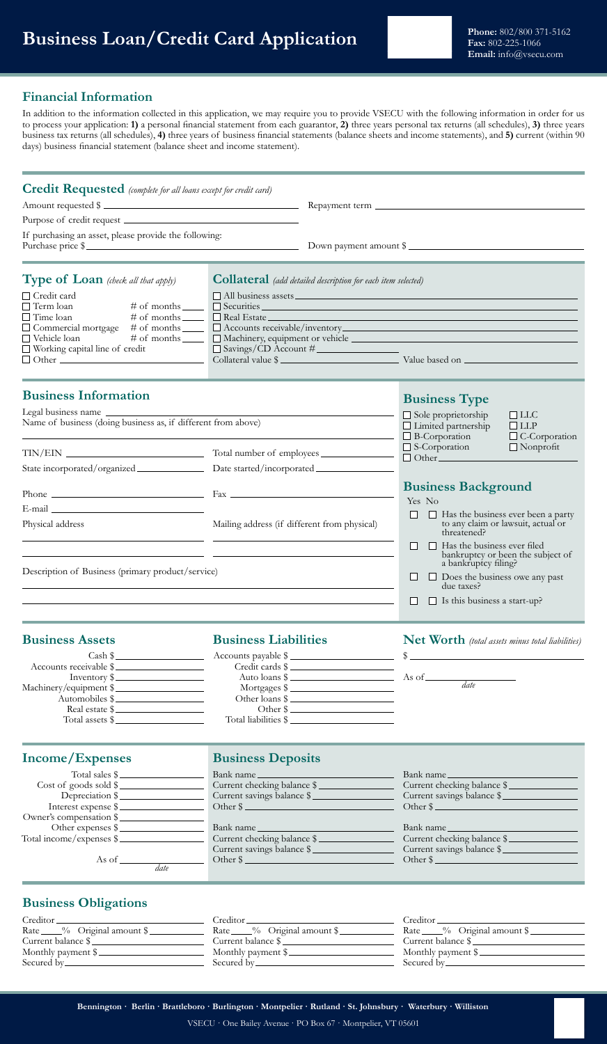# Business Loan/Credit Card Application

**Phone:** 802/800 371-5162
**Fax:** 802-225-1066
**Email:** info@vsecu.com

## Financial Information

In addition to the information collected in this application, we may require you to provide VSECU with the following information in order for us to process your application: **1)** a personal financial statement from each guarantor, **2)** three years personal tax returns (all schedules), **3)** three years business tax returns (all schedules), **4)** three years of business financial statements (balance sheets and income statements), and **5)** current (within 90 days) business financial statement (balance sheet and income statement).

## Credit Requested *(complete for all loans except for credit card)*

Amount requested $ \_\_\_\_\_\_\_\_\_\_ Repayment term \_\_\_\_\_\_\_\_\_\_

Purpose of credit request \_\_\_\_\_\_\_\_\_\_

If purchasing an asset, please provide the following:
Purchase price $ \_\_\_\_\_\_\_\_\_\_ Down payment amount $ \_\_\_\_\_\_\_\_\_\_

## Type of Loan *(check all that apply)*

- ☐ Credit card
- ☐ Term loan # of months \_\_\_\_
- ☐ Time loan # of months \_\_\_\_
- ☐ Commercial mortgage # of months \_\_\_\_
- ☐ Vehicle loan # of months \_\_\_\_
- ☐ Working capital line of credit
- ☐ Other \_\_\_\_\_\_\_\_\_\_

## Collateral *(add detailed description for each item selected)*

- ☐ All business assets \_\_\_\_\_\_\_\_\_\_
- ☐ Securities \_\_\_\_\_\_\_\_\_\_
- ☐ Real Estate \_\_\_\_\_\_\_\_\_\_
- ☐ Accounts receivable/inventory \_\_\_\_\_\_\_\_\_\_
- ☐ Machinery, equipment or vehicle \_\_\_\_\_\_\_\_\_\_
- ☐ Savings/CD Account # \_\_\_\_\_\_\_\_\_\_

Collateral value $ \_\_\_\_\_\_\_\_\_\_ Value based on \_\_\_\_\_\_\_\_\_\_

## Business Information

Legal business name \_\_\_\_\_\_\_\_\_\_

Name of business (doing business as, if different from above) \_\_\_\_\_\_\_\_\_\_

TIN/EIN \_\_\_\_\_\_\_\_\_\_ Total number of employees \_\_\_\_\_\_\_\_\_\_

State incorporated/organized \_\_\_\_\_\_\_\_\_\_ Date started/incorporated \_\_\_\_\_\_\_\_\_\_

Phone \_\_\_\_\_\_\_\_\_\_ Fax \_\_\_\_\_\_\_\_\_\_

E-mail \_\_\_\_\_\_\_\_\_\_

Physical address \_\_\_\_\_\_\_\_\_\_

Mailing address (if different from physical) \_\_\_\_\_\_\_\_\_\_

Description of Business (primary product/service) \_\_\_\_\_\_\_\_\_\_

## Business Type

- ☐ Sole proprietorship
- ☐ LLC
- ☐ Limited partnership
- ☐ LLP
- ☐ B-Corporation
- ☐ C-Corporation
- ☐ S-Corporation
- ☐ Nonprofit
- ☐ Other \_\_\_\_\_\_\_\_\_\_

## Business Background

| Yes | No | |
|---|---|---|
| ☐ | ☐ | Has the business ever been a party to any claim or lawsuit, actual or threatened? |
| ☐ | ☐ | Has the business ever filed bankruptcy or been the subject of a bankruptcy filing? |
| ☐ | ☐ | Does the business owe any past due taxes? |
| ☐ | ☐ | Is this business a start-up? |

## Business Assets

- Cash $ \_\_\_\_\_\_\_\_\_\_
- Accounts receivable $ \_\_\_\_\_\_\_\_\_\_
- Inventory $ \_\_\_\_\_\_\_\_\_\_
- Machinery/equipment $ \_\_\_\_\_\_\_\_\_\_
- Automobiles $ \_\_\_\_\_\_\_\_\_\_
- Real estate $ \_\_\_\_\_\_\_\_\_\_
- Total assets $ \_\_\_\_\_\_\_\_\_\_

## Business Liabilities

- Accounts payable $ \_\_\_\_\_\_\_\_\_\_
- Credit cards $ \_\_\_\_\_\_\_\_\_\_
- Auto loans $ \_\_\_\_\_\_\_\_\_\_
- Mortgages $ \_\_\_\_\_\_\_\_\_\_
- Other loans $ \_\_\_\_\_\_\_\_\_\_
- Other $ \_\_\_\_\_\_\_\_\_\_
- Total liabilities $ \_\_\_\_\_\_\_\_\_\_

## Net Worth *(total assets minus total liabilities)*

$ \_\_\_\_\_\_\_\_\_\_

As of \_\_\_\_\_\_\_\_\_\_ *date*

## Income/Expenses

- Total sales $ \_\_\_\_\_\_\_\_\_\_
- Cost of goods sold $ \_\_\_\_\_\_\_\_\_\_
- Depreciation $ \_\_\_\_\_\_\_\_\_\_
- Interest expense $ \_\_\_\_\_\_\_\_\_\_
- Owner's compensation $ \_\_\_\_\_\_\_\_\_\_
- Other expenses $ \_\_\_\_\_\_\_\_\_\_
- Total income/expenses $ \_\_\_\_\_\_\_\_\_\_

As of \_\_\_\_\_\_\_\_\_\_ *date*

## Business Deposits

| | |
|---|---|
| Bank name \_\_\_\_\_\_\_\_\_\_ | Bank name \_\_\_\_\_\_\_\_\_\_ |
| Current checking balance $ \_\_\_\_\_\_\_\_\_\_ | Current checking balance $ \_\_\_\_\_\_\_\_\_\_ |
| Current savings balance $ \_\_\_\_\_\_\_\_\_\_ | Current savings balance $ \_\_\_\_\_\_\_\_\_\_ |
| Other $ \_\_\_\_\_\_\_\_\_\_ | Other $ \_\_\_\_\_\_\_\_\_\_ |
| Bank name \_\_\_\_\_\_\_\_\_\_ | Bank name \_\_\_\_\_\_\_\_\_\_ |
| Current checking balance $ \_\_\_\_\_\_\_\_\_\_ | Current checking balance $ \_\_\_\_\_\_\_\_\_\_ |
| Current savings balance $ \_\_\_\_\_\_\_\_\_\_ | Current savings balance $ \_\_\_\_\_\_\_\_\_\_ |
| Other $ \_\_\_\_\_\_\_\_\_\_ | Other $ \_\_\_\_\_\_\_\_\_\_ |

## Business Obligations

| | | |
|---|---|---|
| Creditor \_\_\_\_\_\_\_\_\_\_ | Creditor \_\_\_\_\_\_\_\_\_\_ | Creditor \_\_\_\_\_\_\_\_\_\_ |
| Rate \_\_\_\_% Original amount $ \_\_\_\_\_\_\_\_\_\_ | Rate \_\_\_\_% Original amount $ \_\_\_\_\_\_\_\_\_\_ | Rate \_\_\_\_% Original amount $ \_\_\_\_\_\_\_\_\_\_ |
| Current balance $ \_\_\_\_\_\_\_\_\_\_ | Current balance $ \_\_\_\_\_\_\_\_\_\_ | Current balance $ \_\_\_\_\_\_\_\_\_\_ |
| Monthly payment $ \_\_\_\_\_\_\_\_\_\_ | Monthly payment $ \_\_\_\_\_\_\_\_\_\_ | Monthly payment $ \_\_\_\_\_\_\_\_\_\_ |
| Secured by \_\_\_\_\_\_\_\_\_\_ | Secured by \_\_\_\_\_\_\_\_\_\_ | Secured by \_\_\_\_\_\_\_\_\_\_ |

**Bennington · Berlin · Brattleboro · Burlington · Montpelier · Rutland · St. Johnsbury · Waterbury · Williston**

VSECU · One Bailey Avenue · PO Box 67 · Montpelier, VT 05601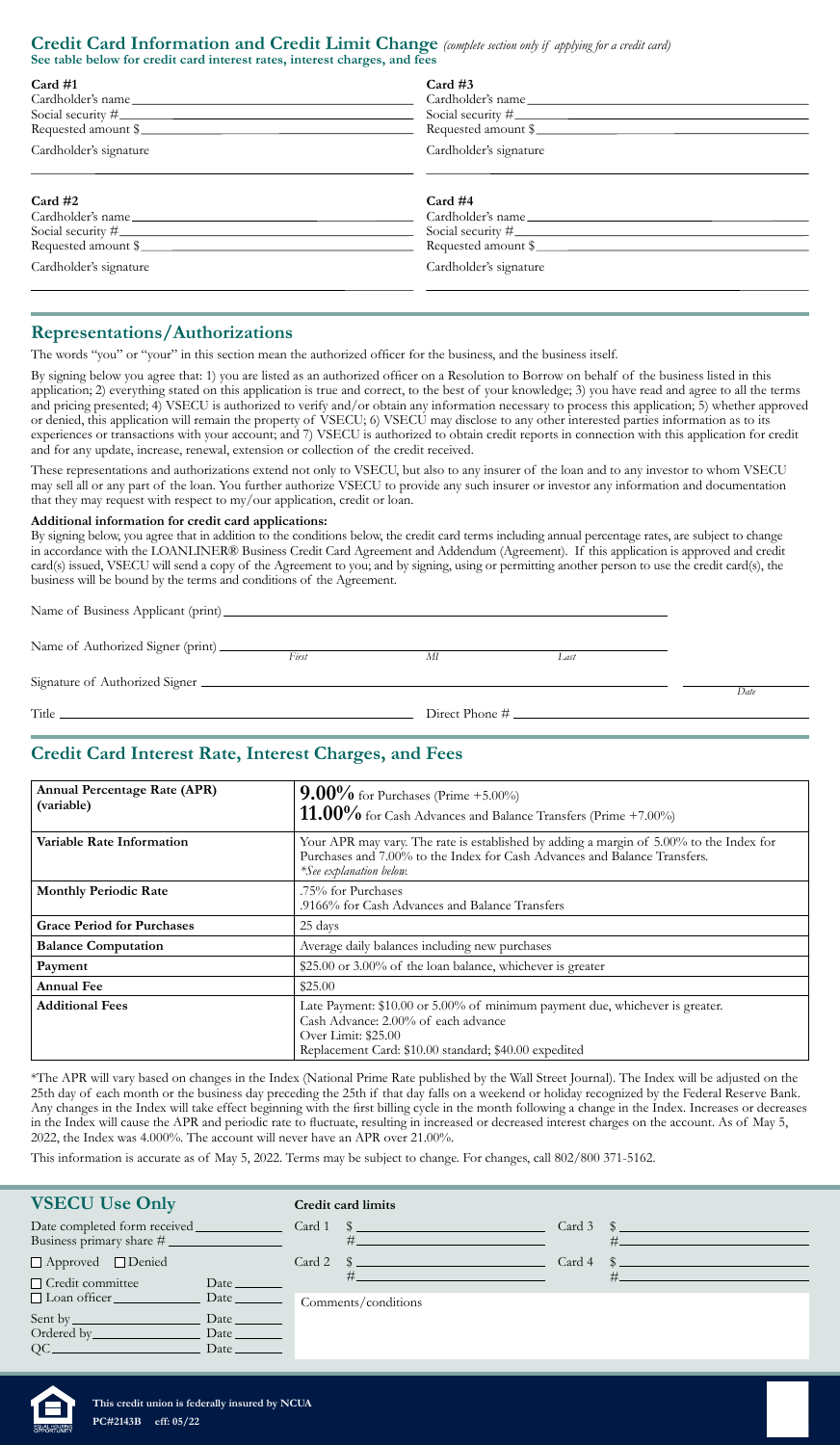## Credit Card Information and Credit Limit Change *(complete section only if applying for a credit card)*

**See table below for credit card interest rates, interest charges, and fees**

**Card #1**
Cardholder's name ____________
Social security # ____________
Requested amount $ ____________
Cardholder's signature ____________

**Card #2**
Cardholder's name ____________
Social security # ____________
Requested amount $ ____________
Cardholder's signature ____________

**Card #3**
Cardholder's name ____________
Social security # ____________
Requested amount $ ____________
Cardholder's signature ____________

**Card #4**
Cardholder's name ____________
Social security # ____________
Requested amount $ ____________
Cardholder's signature ____________

## Representations/Authorizations

The words "you" or "your" in this section mean the authorized officer for the business, and the business itself.

By signing below you agree that: 1) you are listed as an authorized officer on a Resolution to Borrow on behalf of the business listed in this application; 2) everything stated on this application is true and correct, to the best of your knowledge; 3) you have read and agree to all the terms and pricing presented; 4) VSECU is authorized to verify and/or obtain any information necessary to process this application; 5) whether approved or denied, this application will remain the property of VSECU; 6) VSECU may disclose to any other interested parties information as to its experiences or transactions with your account; and 7) VSECU is authorized to obtain credit reports in connection with this application for credit and for any update, increase, renewal, extension or collection of the credit received.

These representations and authorizations extend not only to VSECU, but also to any insurer of the loan and to any investor to whom VSECU may sell all or any part of the loan. You further authorize VSECU to provide any such insurer or investor any information and documentation that they may request with respect to my/our application, credit or loan.

**Additional information for credit card applications:**
By signing below, you agree that in addition to the conditions below, the credit card terms including annual percentage rates, are subject to change in accordance with the LOANLINER® Business Credit Card Agreement and Addendum (Agreement). If this application is approved and credit card(s) issued, VSECU will send a copy of the Agreement to you; and by signing, using or permitting another person to use the credit card(s), the business will be bound by the terms and conditions of the Agreement.

Name of Business Applicant (print) ____________

Name of Authorized Signer (print) ____________ *First* ____________ *MI* ____________ *Last*

Signature of Authorized Signer ____________ ____________ *Date*

Title ____________ Direct Phone # ____________

## Credit Card Interest Rate, Interest Charges, and Fees

| | |
|---|---|
| **Annual Percentage Rate (APR) (variable)** | **9.00%** for Purchases (Prime +5.00%)<br>**11.00%** for Cash Advances and Balance Transfers (Prime +7.00%) |
| **Variable Rate Information** | Your APR may vary. The rate is established by adding a margin of 5.00% to the Index for Purchases and 7.00% to the Index for Cash Advances and Balance Transfers. *\*See explanation below.* |
| **Monthly Periodic Rate** | .75% for Purchases<br>.9166% for Cash Advances and Balance Transfers |
| **Grace Period for Purchases** | 25 days |
| **Balance Computation** | Average daily balances including new purchases |
| **Payment** | $25.00 or 3.00% of the loan balance, whichever is greater |
| **Annual Fee** | $25.00 |
| **Additional Fees** | Late Payment: $10.00 or 5.00% of minimum payment due, whichever is greater.<br>Cash Advance: 2.00% of each advance<br>Over Limit: $25.00<br>Replacement Card: $10.00 standard; $40.00 expedited |

\*The APR will vary based on changes in the Index (National Prime Rate published by the Wall Street Journal). The Index will be adjusted on the 25th day of each month or the business day preceding the 25th if that day falls on a weekend or holiday recognized by the Federal Reserve Bank. Any changes in the Index will take effect beginning with the first billing cycle in the month following a change in the Index. Increases or decreases in the Index will cause the APR and periodic rate to fluctuate, resulting in increased or decreased interest charges on the account. As of May 5, 2022, the Index was 4.000%. The account will never have an APR over 21.00%.

This information is accurate as of May 5, 2022. Terms may be subject to change. For changes, call 802/800 371-5162.

## VSECU Use Only

Date completed form received ____________
Business primary share # ____________

☐ Approved ☐ Denied

☐ Credit committee Date ______
☐ Loan officer ____________ Date ______

Sent by ____________ Date ______
Ordered by ____________ Date ______
QC ____________ Date ______

**Credit card limits**

Card 1 $ ____________ # ____________
Card 2 $ ____________ # ____________
Card 3 $ ____________ # ____________
Card 4 $ ____________ # ____________

Comments/conditions

**This credit union is federally insured by NCUA**
**PC#2143B eff: 05/22**